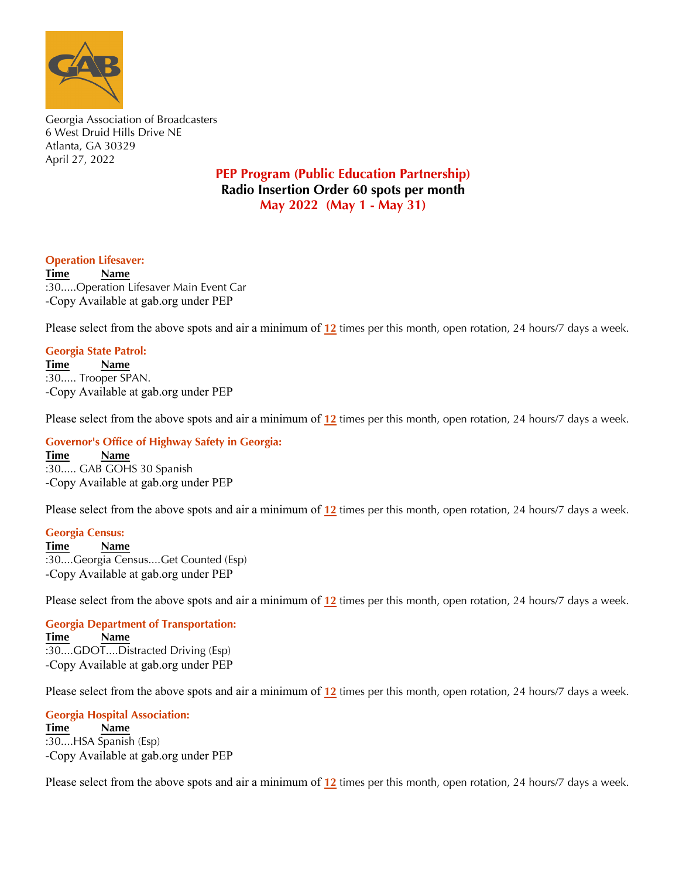Georgia Association of Broadcasters
6 West Druid Hills Drive NE
Atlanta, GA 30329
April 27, 2022

## PEP Program (Public Education Partnership)
## Radio Insertion Order 60 spots per month
## May 2022 (May 1 - May 31)

### Operation Lifesaver:

**Time** **Name**
:30.....Operation Lifesaver Main Event Car
-Copy Available at gab.org under PEP

Please select from the above spots and air a minimum of **12** times per this month, open rotation, 24 hours/7 days a week.

### Georgia State Patrol:

**Time** **Name**
:30..... Trooper SPAN.
-Copy Available at gab.org under PEP

Please select from the above spots and air a minimum of **12** times per this month, open rotation, 24 hours/7 days a week.

### Governor's Office of Highway Safety in Georgia:

**Time** **Name**
:30..... GAB GOHS 30 Spanish
-Copy Available at gab.org under PEP

Please select from the above spots and air a minimum of **12** times per this month, open rotation, 24 hours/7 days a week.

### Georgia Census:

**Time** **Name**
:30....Georgia Census....Get Counted (Esp)
-Copy Available at gab.org under PEP

Please select from the above spots and air a minimum of **12** times per this month, open rotation, 24 hours/7 days a week.

### Georgia Department of Transportation:

**Time** **Name**
:30....GDOT....Distracted Driving (Esp)
-Copy Available at gab.org under PEP

Please select from the above spots and air a minimum of **12** times per this month, open rotation, 24 hours/7 days a week.

### Georgia Hospital Association:

**Time** **Name**
:30....HSA Spanish (Esp)
-Copy Available at gab.org under PEP

Please select from the above spots and air a minimum of **12** times per this month, open rotation, 24 hours/7 days a week.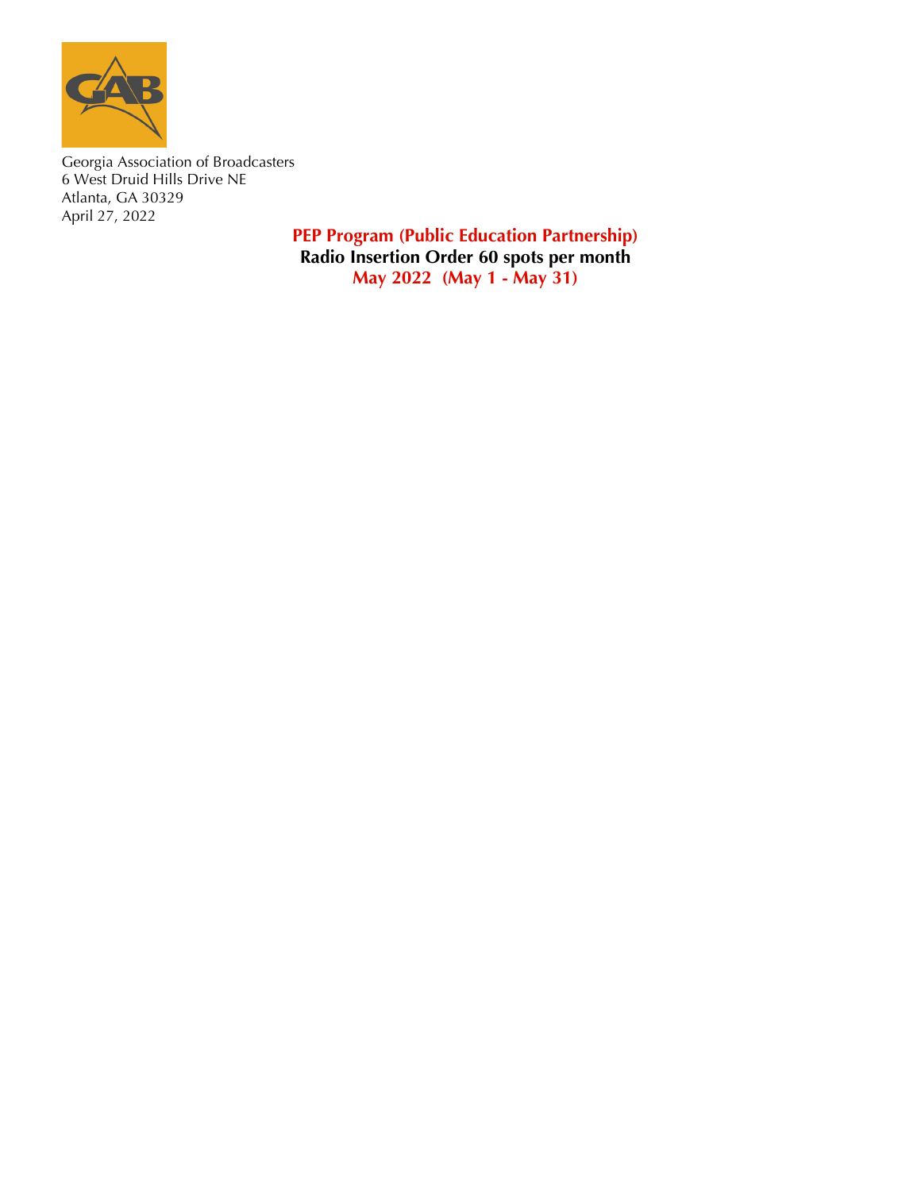Georgia Association of Broadcasters
6 West Druid Hills Drive NE
Atlanta, GA 30329
April 27, 2022

**PEP Program (Public Education Partnership)**
**Radio Insertion Order 60 spots per month**
**May 2022 (May 1 - May 31)**